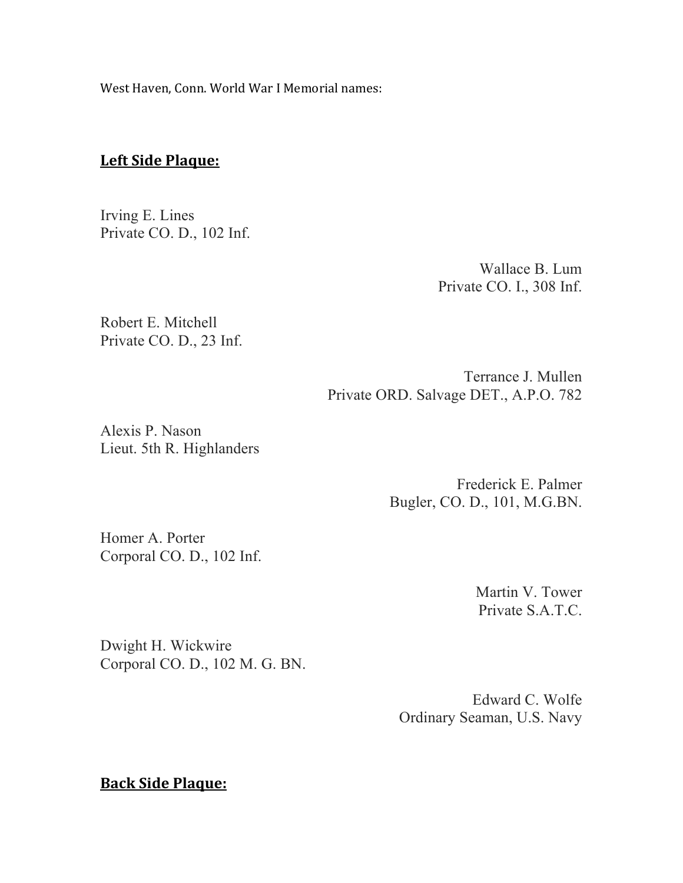West Haven, Conn. World War I Memorial names:

## **Left Side Plaque:**

Irving E. Lines
Private CO. D., 102 Inf.

Wallace B. Lum
Private CO. I., 308 Inf.

Robert E. Mitchell
Private CO. D., 23 Inf.

Terrance J. Mullen
Private ORD. Salvage DET., A.P.O. 782

Alexis P. Nason
Lieut. 5th R. Highlanders

Frederick E. Palmer
Bugler, CO. D., 101, M.G.BN.

Homer A. Porter
Corporal CO. D., 102 Inf.

Martin V. Tower
Private S.A.T.C.

Dwight H. Wickwire
Corporal CO. D., 102 M. G. BN.

Edward C. Wolfe
Ordinary Seaman, U.S. Navy

## **Back Side Plaque:**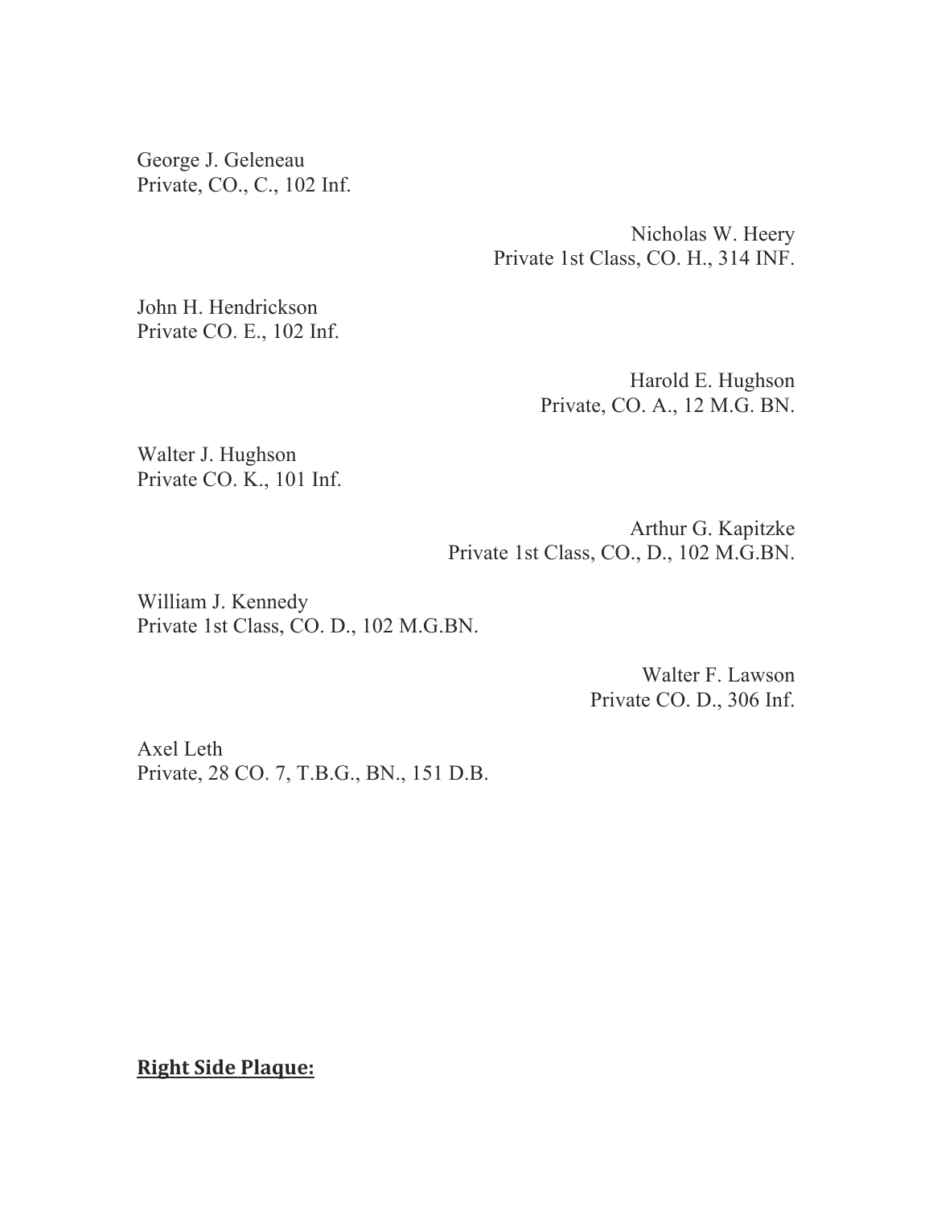George J. Geleneau
Private, CO., C., 102 Inf.

Nicholas W. Heery
Private 1st Class, CO. H., 314 INF.

John H. Hendrickson
Private CO. E., 102 Inf.

Harold E. Hughson
Private, CO. A., 12 M.G. BN.

Walter J. Hughson
Private CO. K., 101 Inf.

Arthur G. Kapitzke
Private 1st Class, CO., D., 102 M.G.BN.

William J. Kennedy
Private 1st Class, CO. D., 102 M.G.BN.

Walter F. Lawson
Private CO. D., 306 Inf.

Axel Leth
Private, 28 CO. 7, T.B.G., BN., 151 D.B.

**<u>Right Side Plaque:</u>**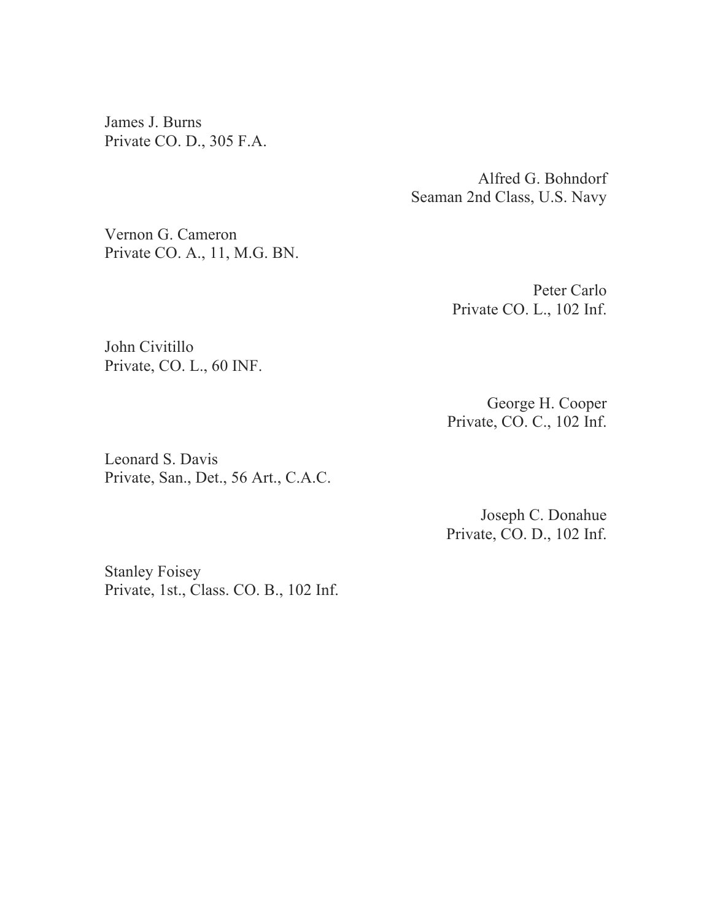James J. Burns
Private CO. D., 305 F.A.

Alfred G. Bohndorf
Seaman 2nd Class, U.S. Navy

Vernon G. Cameron
Private CO. A., 11, M.G. BN.

Peter Carlo
Private CO. L., 102 Inf.

John Civitillo
Private, CO. L., 60 INF.

George H. Cooper
Private, CO. C., 102 Inf.

Leonard S. Davis
Private, San., Det., 56 Art., C.A.C.

Joseph C. Donahue
Private, CO. D., 102 Inf.

Stanley Foisey
Private, 1st., Class. CO. B., 102 Inf.